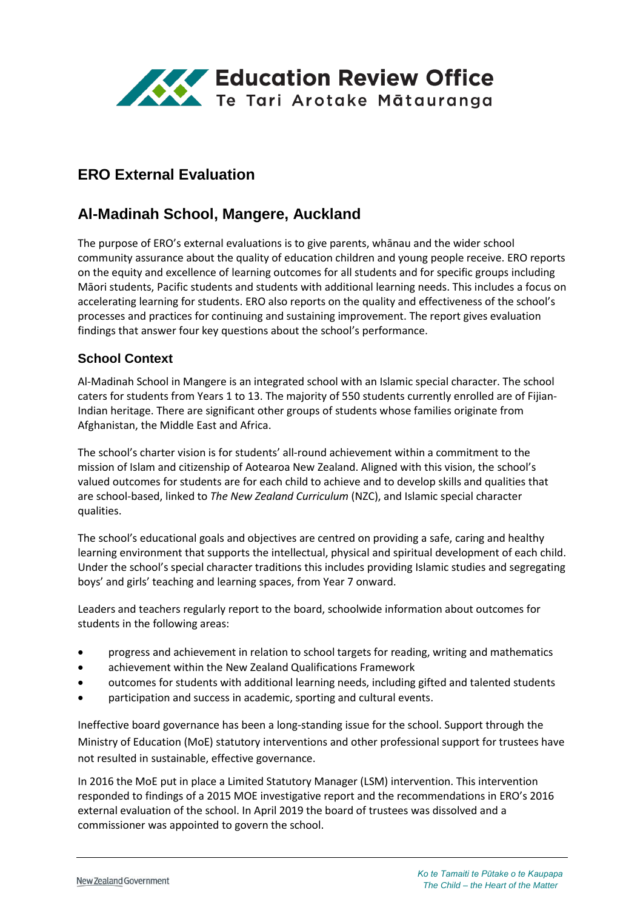Education Review Office
Te Tari Arotake Mātauranga

# ERO External Evaluation

## Al-Madinah School, Mangere, Auckland

The purpose of ERO's external evaluations is to give parents, whānau and the wider school community assurance about the quality of education children and young people receive. ERO reports on the equity and excellence of learning outcomes for all students and for specific groups including Māori students, Pacific students and students with additional learning needs. This includes a focus on accelerating learning for students. ERO also reports on the quality and effectiveness of the school's processes and practices for continuing and sustaining improvement. The report gives evaluation findings that answer four key questions about the school's performance.

### School Context

Al-Madinah School in Mangere is an integrated school with an Islamic special character. The school caters for students from Years 1 to 13. The majority of 550 students currently enrolled are of Fijian-Indian heritage. There are significant other groups of students whose families originate from Afghanistan, the Middle East and Africa.

The school's charter vision is for students' all-round achievement within a commitment to the mission of Islam and citizenship of Aotearoa New Zealand. Aligned with this vision, the school's valued outcomes for students are for each child to achieve and to develop skills and qualities that are school-based, linked to *The New Zealand Curriculum* (NZC), and Islamic special character qualities.

The school's educational goals and objectives are centred on providing a safe, caring and healthy learning environment that supports the intellectual, physical and spiritual development of each child. Under the school's special character traditions this includes providing Islamic studies and segregating boys' and girls' teaching and learning spaces, from Year 7 onward.

Leaders and teachers regularly report to the board, schoolwide information about outcomes for students in the following areas:

- progress and achievement in relation to school targets for reading, writing and mathematics
- achievement within the New Zealand Qualifications Framework
- outcomes for students with additional learning needs, including gifted and talented students
- participation and success in academic, sporting and cultural events.

Ineffective board governance has been a long-standing issue for the school. Support through the Ministry of Education (MoE) statutory interventions and other professional support for trustees have not resulted in sustainable, effective governance.

In 2016 the MoE put in place a Limited Statutory Manager (LSM) intervention. This intervention responded to findings of a 2015 MOE investigative report and the recommendations in ERO's 2016 external evaluation of the school. In April 2019 the board of trustees was dissolved and a commissioner was appointed to govern the school.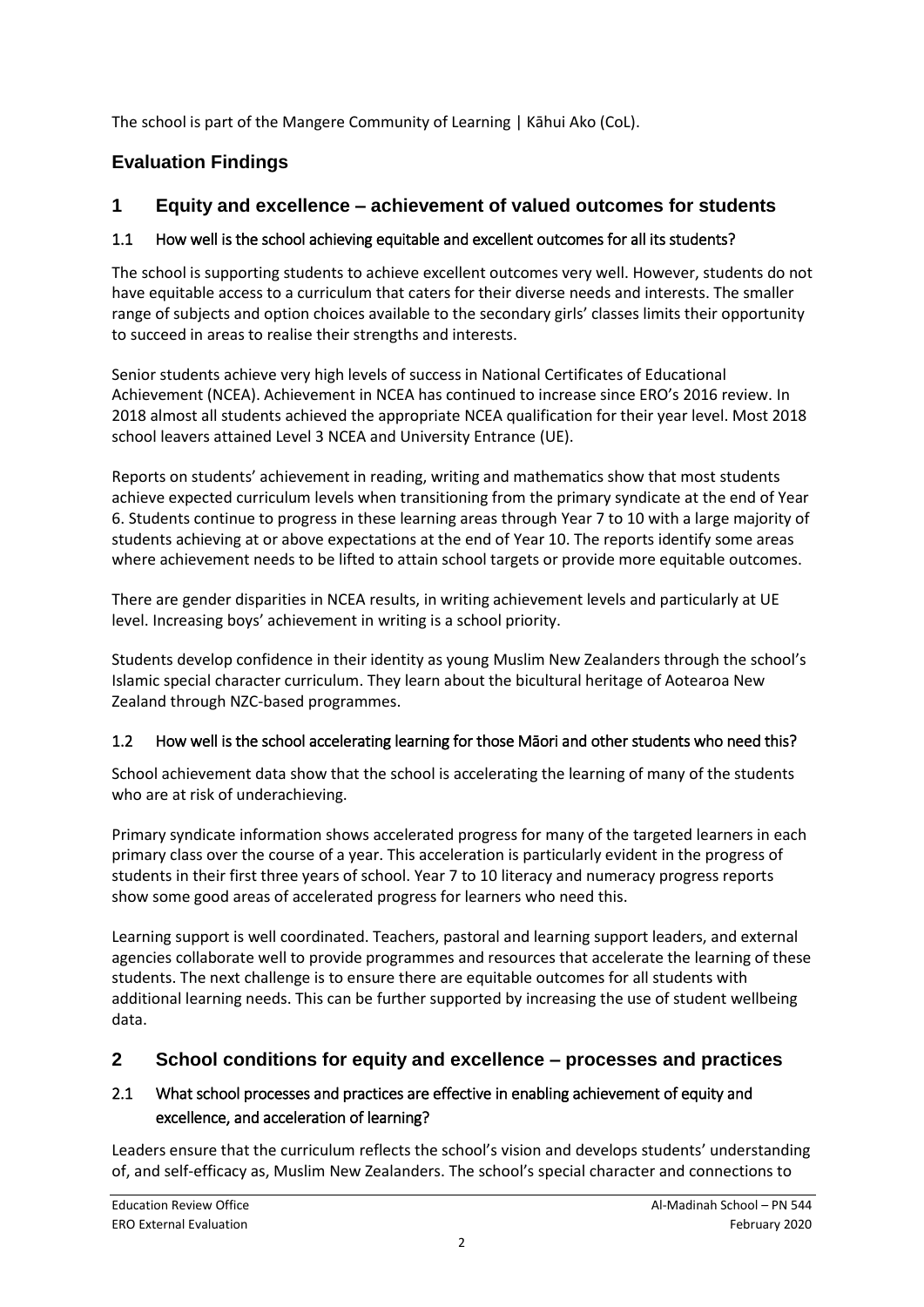The school is part of the Mangere Community of Learning | Kāhui Ako (CoL).

## Evaluation Findings

## 1 Equity and excellence – achievement of valued outcomes for students

### 1.1 How well is the school achieving equitable and excellent outcomes for all its students?

The school is supporting students to achieve excellent outcomes very well. However, students do not have equitable access to a curriculum that caters for their diverse needs and interests. The smaller range of subjects and option choices available to the secondary girls' classes limits their opportunity to succeed in areas to realise their strengths and interests.

Senior students achieve very high levels of success in National Certificates of Educational Achievement (NCEA). Achievement in NCEA has continued to increase since ERO's 2016 review. In 2018 almost all students achieved the appropriate NCEA qualification for their year level. Most 2018 school leavers attained Level 3 NCEA and University Entrance (UE).

Reports on students' achievement in reading, writing and mathematics show that most students achieve expected curriculum levels when transitioning from the primary syndicate at the end of Year 6. Students continue to progress in these learning areas through Year 7 to 10 with a large majority of students achieving at or above expectations at the end of Year 10. The reports identify some areas where achievement needs to be lifted to attain school targets or provide more equitable outcomes.

There are gender disparities in NCEA results, in writing achievement levels and particularly at UE level. Increasing boys' achievement in writing is a school priority.

Students develop confidence in their identity as young Muslim New Zealanders through the school's Islamic special character curriculum. They learn about the bicultural heritage of Aotearoa New Zealand through NZC-based programmes.

### 1.2 How well is the school accelerating learning for those Māori and other students who need this?

School achievement data show that the school is accelerating the learning of many of the students who are at risk of underachieving.

Primary syndicate information shows accelerated progress for many of the targeted learners in each primary class over the course of a year. This acceleration is particularly evident in the progress of students in their first three years of school. Year 7 to 10 literacy and numeracy progress reports show some good areas of accelerated progress for learners who need this.

Learning support is well coordinated. Teachers, pastoral and learning support leaders, and external agencies collaborate well to provide programmes and resources that accelerate the learning of these students. The next challenge is to ensure there are equitable outcomes for all students with additional learning needs. This can be further supported by increasing the use of student wellbeing data.

## 2 School conditions for equity and excellence – processes and practices

### 2.1 What school processes and practices are effective in enabling achievement of equity and excellence, and acceleration of learning?

Leaders ensure that the curriculum reflects the school's vision and develops students' understanding of, and self-efficacy as, Muslim New Zealanders. The school's special character and connections to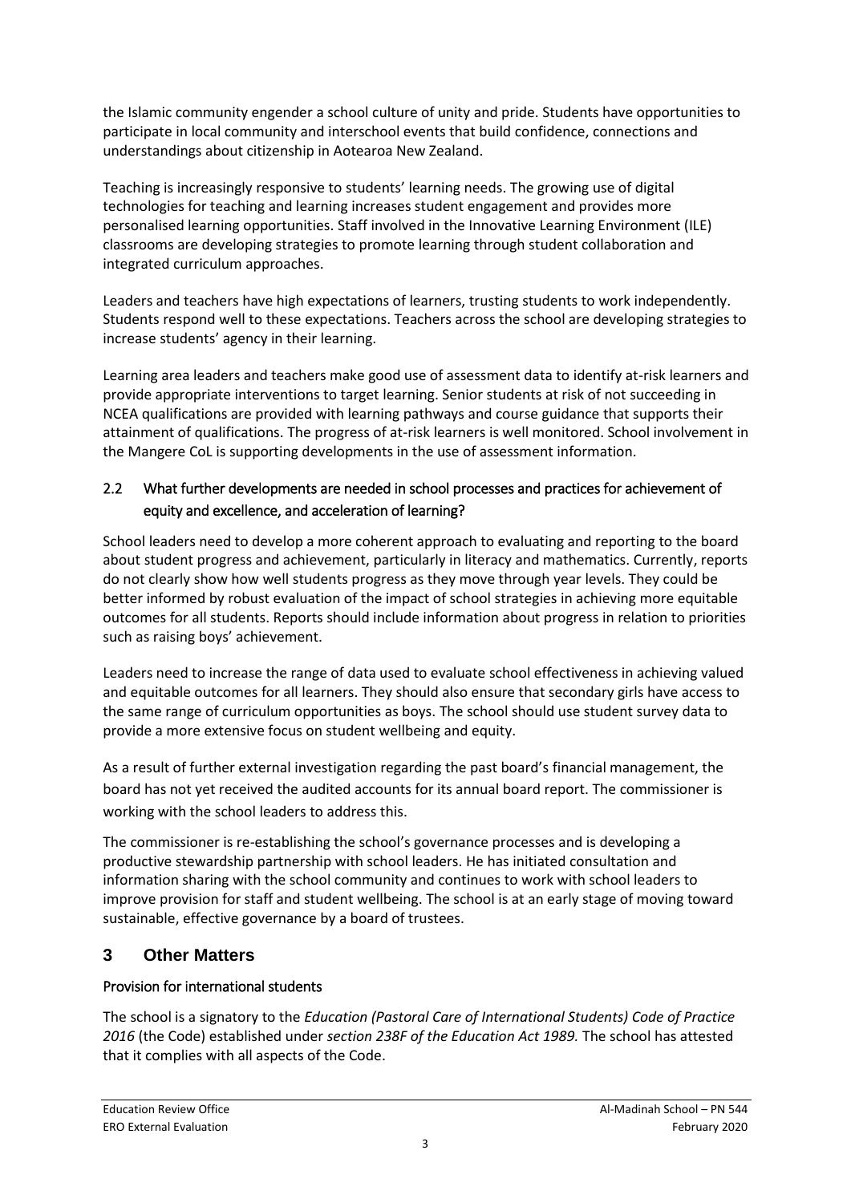the Islamic community engender a school culture of unity and pride. Students have opportunities to participate in local community and interschool events that build confidence, connections and understandings about citizenship in Aotearoa New Zealand.

Teaching is increasingly responsive to students' learning needs. The growing use of digital technologies for teaching and learning increases student engagement and provides more personalised learning opportunities. Staff involved in the Innovative Learning Environment (ILE) classrooms are developing strategies to promote learning through student collaboration and integrated curriculum approaches.

Leaders and teachers have high expectations of learners, trusting students to work independently. Students respond well to these expectations. Teachers across the school are developing strategies to increase students' agency in their learning.

Learning area leaders and teachers make good use of assessment data to identify at-risk learners and provide appropriate interventions to target learning. Senior students at risk of not succeeding in NCEA qualifications are provided with learning pathways and course guidance that supports their attainment of qualifications. The progress of at-risk learners is well monitored. School involvement in the Mangere CoL is supporting developments in the use of assessment information.

### 2.2 What further developments are needed in school processes and practices for achievement of equity and excellence, and acceleration of learning?

School leaders need to develop a more coherent approach to evaluating and reporting to the board about student progress and achievement, particularly in literacy and mathematics. Currently, reports do not clearly show how well students progress as they move through year levels. They could be better informed by robust evaluation of the impact of school strategies in achieving more equitable outcomes for all students. Reports should include information about progress in relation to priorities such as raising boys' achievement.

Leaders need to increase the range of data used to evaluate school effectiveness in achieving valued and equitable outcomes for all learners. They should also ensure that secondary girls have access to the same range of curriculum opportunities as boys. The school should use student survey data to provide a more extensive focus on student wellbeing and equity.

As a result of further external investigation regarding the past board's financial management, the board has not yet received the audited accounts for its annual board report. The commissioner is working with the school leaders to address this.

The commissioner is re-establishing the school's governance processes and is developing a productive stewardship partnership with school leaders. He has initiated consultation and information sharing with the school community and continues to work with school leaders to improve provision for staff and student wellbeing. The school is at an early stage of moving toward sustainable, effective governance by a board of trustees.

## 3 Other Matters

### Provision for international students

The school is a signatory to the *Education (Pastoral Care of International Students) Code of Practice 2016* (the Code) established under *section 238F of the Education Act 1989.* The school has attested that it complies with all aspects of the Code.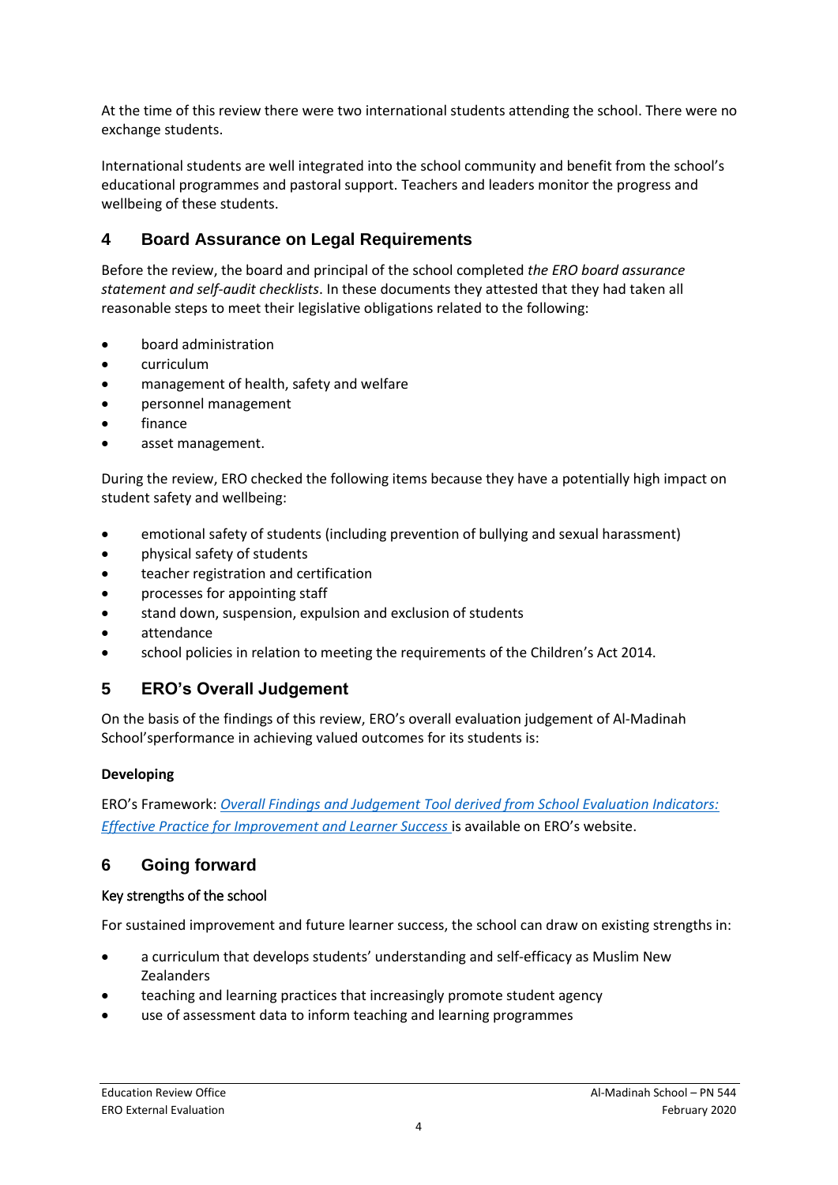At the time of this review there were two international students attending the school. There were no exchange students.

International students are well integrated into the school community and benefit from the school's educational programmes and pastoral support. Teachers and leaders monitor the progress and wellbeing of these students.

## 4 Board Assurance on Legal Requirements

Before the review, the board and principal of the school completed *the ERO board assurance statement and self-audit checklists*. In these documents they attested that they had taken all reasonable steps to meet their legislative obligations related to the following:

- board administration
- curriculum
- management of health, safety and welfare
- personnel management
- finance
- asset management.

During the review, ERO checked the following items because they have a potentially high impact on student safety and wellbeing:

- emotional safety of students (including prevention of bullying and sexual harassment)
- physical safety of students
- teacher registration and certification
- processes for appointing staff
- stand down, suspension, expulsion and exclusion of students
- attendance
- school policies in relation to meeting the requirements of the Children's Act 2014.

## 5 ERO's Overall Judgement

On the basis of the findings of this review, ERO's overall evaluation judgement of Al-Madinah School'sperformance in achieving valued outcomes for its students is:

**Developing**

ERO's Framework: *Overall Findings and Judgement Tool derived from School Evaluation Indicators: Effective Practice for Improvement and Learner Success* is available on ERO's website.

## 6 Going forward

### Key strengths of the school

For sustained improvement and future learner success, the school can draw on existing strengths in:

- a curriculum that develops students' understanding and self-efficacy as Muslim New Zealanders
- teaching and learning practices that increasingly promote student agency
- use of assessment data to inform teaching and learning programmes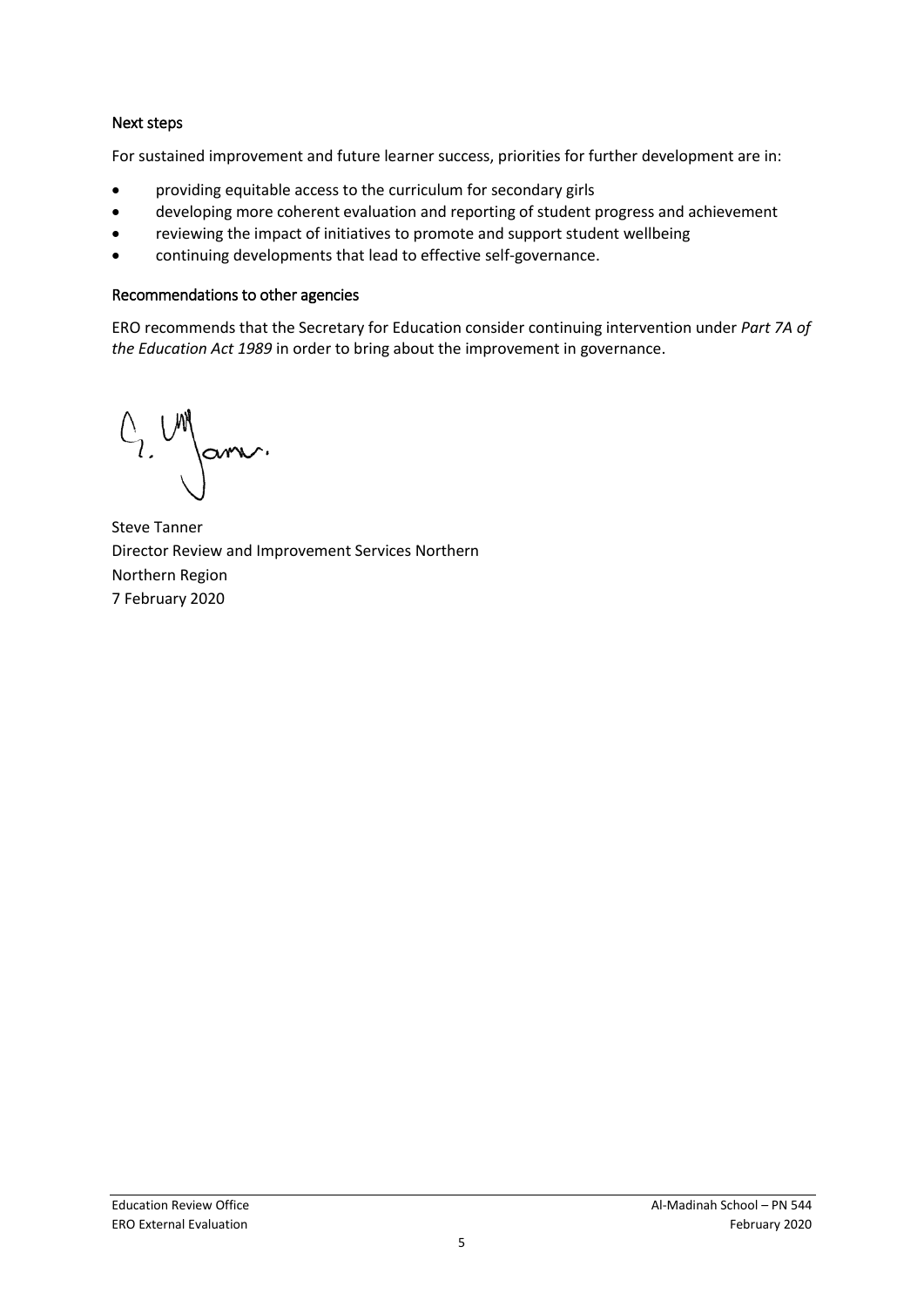### Next steps

For sustained improvement and future learner success, priorities for further development are in:

- providing equitable access to the curriculum for secondary girls
- developing more coherent evaluation and reporting of student progress and achievement
- reviewing the impact of initiatives to promote and support student wellbeing
- continuing developments that lead to effective self-governance.

### Recommendations to other agencies

ERO recommends that the Secretary for Education consider continuing intervention under *Part 7A of the Education Act 1989* in order to bring about the improvement in governance.

Steve Tanner
Director Review and Improvement Services Northern
Northern Region
7 February 2020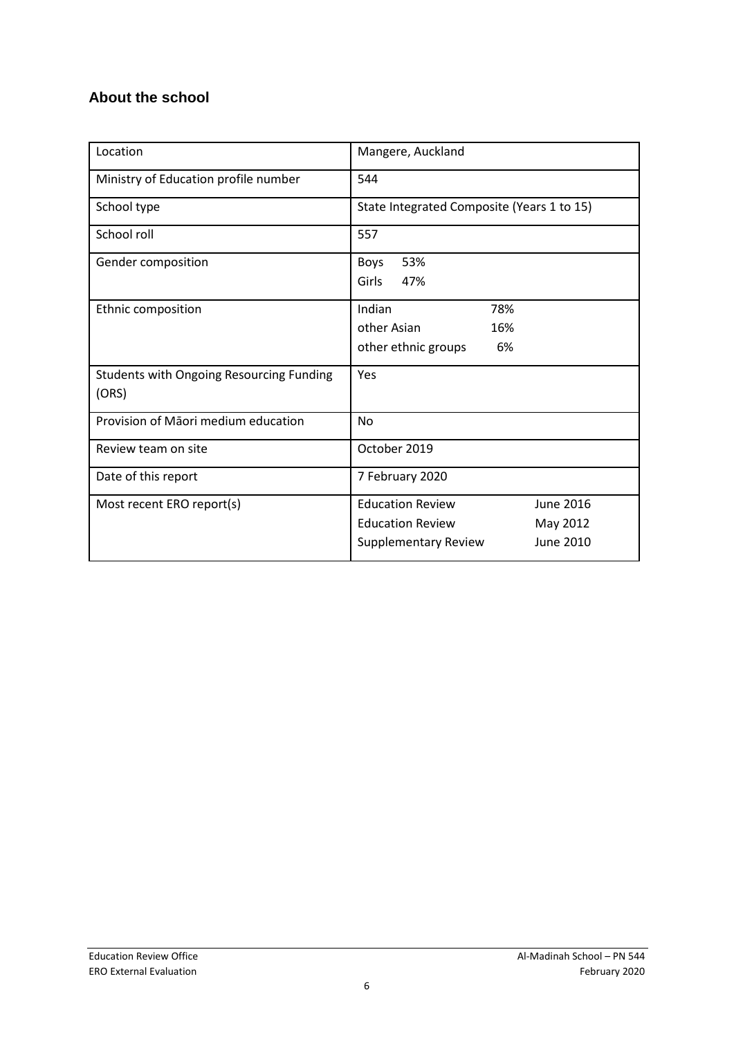## About the school

| | |
|---|---|
| Location | Mangere, Auckland |
| Ministry of Education profile number | 544 |
| School type | State Integrated Composite (Years 1 to 15) |
| School roll | 557 |
| Gender composition | Boys 53%<br>Girls 47% |
| Ethnic composition | Indian 78%<br>other Asian 16%<br>other ethnic groups 6% |
| Students with Ongoing Resourcing Funding (ORS) | Yes |
| Provision of Māori medium education | No |
| Review team on site | October 2019 |
| Date of this report | 7 February 2020 |
| Most recent ERO report(s) | Education Review June 2016<br>Education Review May 2012<br>Supplementary Review June 2010 |